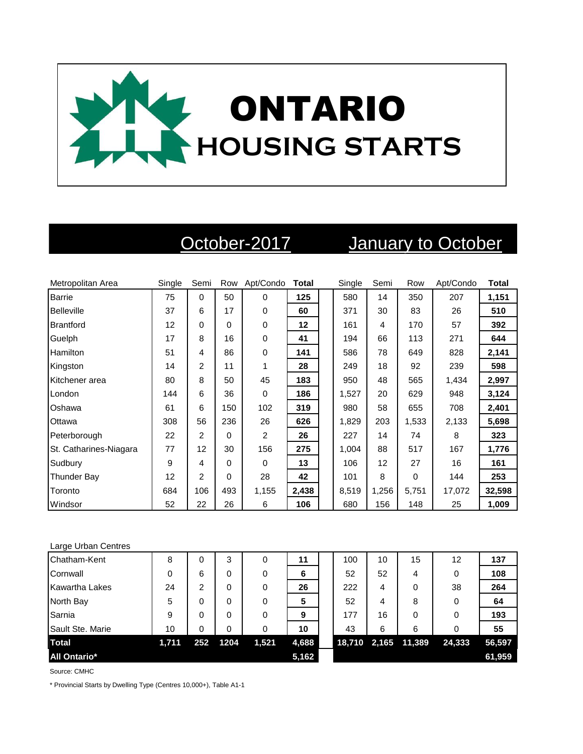# ONTARIO HOUSING STARTS

| Metropolitan Area | October-2017 | | | | | January to October | | | | |
|---|---|---|---|---|---|---|---|---|---|---|
| | Single | Semi | Row | Apt/Condo | **Total** | Single | Semi | Row | Apt/Condo | **Total** |
| Barrie | 75 | 0 | 50 | 0 | **125** | 580 | 14 | 350 | 207 | **1,151** |
| Belleville | 37 | 6 | 17 | 0 | **60** | 371 | 30 | 83 | 26 | **510** |
| Brantford | 12 | 0 | 0 | 0 | **12** | 161 | 4 | 170 | 57 | **392** |
| Guelph | 17 | 8 | 16 | 0 | **41** | 194 | 66 | 113 | 271 | **644** |
| Hamilton | 51 | 4 | 86 | 0 | **141** | 586 | 78 | 649 | 828 | **2,141** |
| Kingston | 14 | 2 | 11 | 1 | **28** | 249 | 18 | 92 | 239 | **598** |
| Kitchener area | 80 | 8 | 50 | 45 | **183** | 950 | 48 | 565 | 1,434 | **2,997** |
| London | 144 | 6 | 36 | 0 | **186** | 1,527 | 20 | 629 | 948 | **3,124** |
| Oshawa | 61 | 6 | 150 | 102 | **319** | 980 | 58 | 655 | 708 | **2,401** |
| Ottawa | 308 | 56 | 236 | 26 | **626** | 1,829 | 203 | 1,533 | 2,133 | **5,698** |
| Peterborough | 22 | 2 | 0 | 2 | **26** | 227 | 14 | 74 | 8 | **323** |
| St. Catharines-Niagara | 77 | 12 | 30 | 156 | **275** | 1,004 | 88 | 517 | 167 | **1,776** |
| Sudbury | 9 | 4 | 0 | 0 | **13** | 106 | 12 | 27 | 16 | **161** |
| Thunder Bay | 12 | 2 | 0 | 28 | **42** | 101 | 8 | 0 | 144 | **253** |
| Toronto | 684 | 106 | 493 | 1,155 | **2,438** | 8,519 | 1,256 | 5,751 | 17,072 | **32,598** |
| Windsor | 52 | 22 | 26 | 6 | **106** | 680 | 156 | 148 | 25 | **1,009** |
| Large Urban Centres | | | | | | | | | | |
| Chatham-Kent | 8 | 0 | 3 | 0 | **11** | 100 | 10 | 15 | 12 | **137** |
| Cornwall | 0 | 6 | 0 | 0 | **6** | 52 | 52 | 4 | 0 | **108** |
| Kawartha Lakes | 24 | 2 | 0 | 0 | **26** | 222 | 4 | 0 | 38 | **264** |
| North Bay | 5 | 0 | 0 | 0 | **5** | 52 | 4 | 8 | 0 | **64** |
| Sarnia | 9 | 0 | 0 | 0 | **9** | 177 | 16 | 0 | 0 | **193** |
| Sault Ste. Marie | 10 | 0 | 0 | 0 | **10** | 43 | 6 | 6 | 0 | **55** |
| **Total** | **1,711** | **252** | **1204** | **1,521** | **4,688** | **18,710** | **2,165** | **11,389** | **24,333** | **56,597** |
| **All Ontario*** | | | | | **5,162** | | | | | **61,959** |

Source: CMHC

* Provincial Starts by Dwelling Type (Centres 10,000+), Table A1-1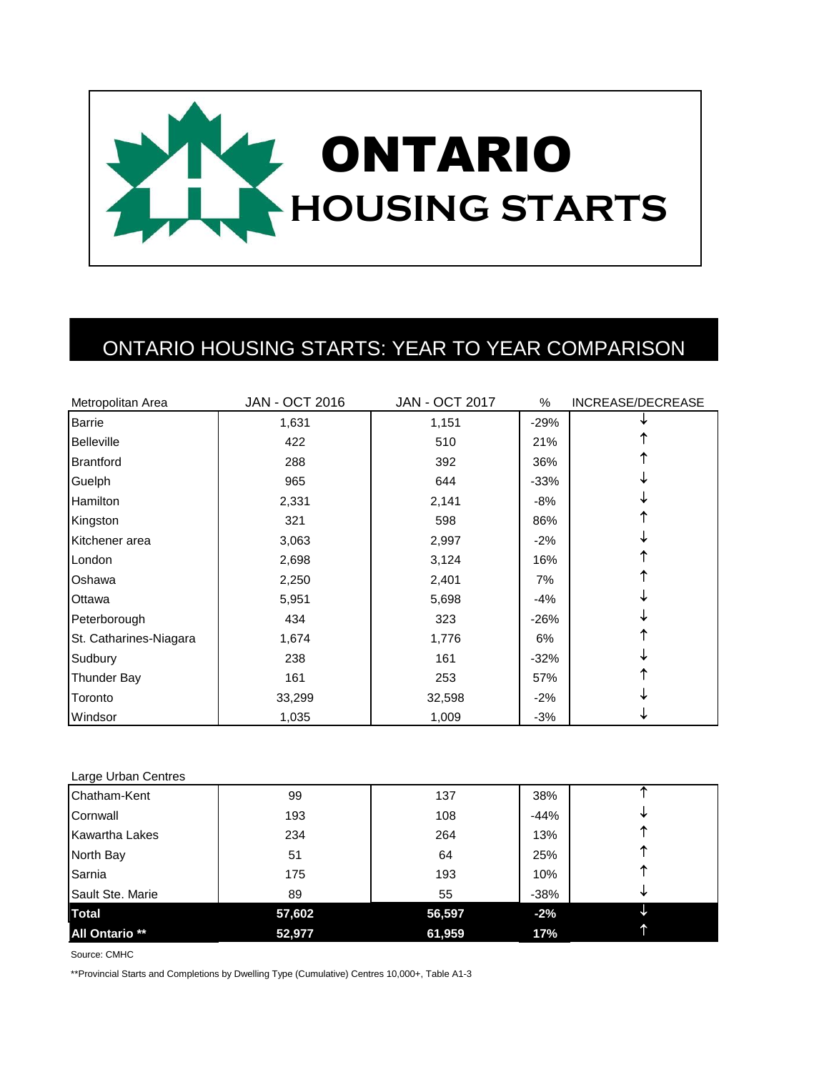# ONTARIO HOUSING STARTS

## ONTARIO HOUSING STARTS: YEAR TO YEAR COMPARISON

| Metropolitan Area | JAN - OCT 2016 | JAN - OCT 2017 | % | INCREASE/DECREASE |
|---|---|---|---|---|
| Barrie | 1,631 | 1,151 | -29% | ↓ |
| Belleville | 422 | 510 | 21% | ↑ |
| Brantford | 288 | 392 | 36% | ↑ |
| Guelph | 965 | 644 | -33% | ↓ |
| Hamilton | 2,331 | 2,141 | -8% | ↓ |
| Kingston | 321 | 598 | 86% | ↑ |
| Kitchener area | 3,063 | 2,997 | -2% | ↓ |
| London | 2,698 | 3,124 | 16% | ↑ |
| Oshawa | 2,250 | 2,401 | 7% | ↑ |
| Ottawa | 5,951 | 5,698 | -4% | ↓ |
| Peterborough | 434 | 323 | -26% | ↓ |
| St. Catharines-Niagara | 1,674 | 1,776 | 6% | ↑ |
| Sudbury | 238 | 161 | -32% | ↓ |
| Thunder Bay | 161 | 253 | 57% | ↑ |
| Toronto | 33,299 | 32,598 | -2% | ↓ |
| Windsor | 1,035 | 1,009 | -3% | ↓ |
| **Large Urban Centres** | | | | |
| Chatham-Kent | 99 | 137 | 38% | ↑ |
| Cornwall | 193 | 108 | -44% | ↓ |
| Kawartha Lakes | 234 | 264 | 13% | ↑ |
| North Bay | 51 | 64 | 25% | ↑ |
| Sarnia | 175 | 193 | 10% | ↑ |
| Sault Ste. Marie | 89 | 55 | -38% | ↓ |
| **Total** | **57,602** | **56,597** | **-2%** | ↓ |
| **All Ontario \*\*** | **52,977** | **61,959** | **17%** | ↑ |

Source: CMHC

**Provincial Starts and Completions by Dwelling Type (Cumulative) Centres 10,000+, Table A1-3